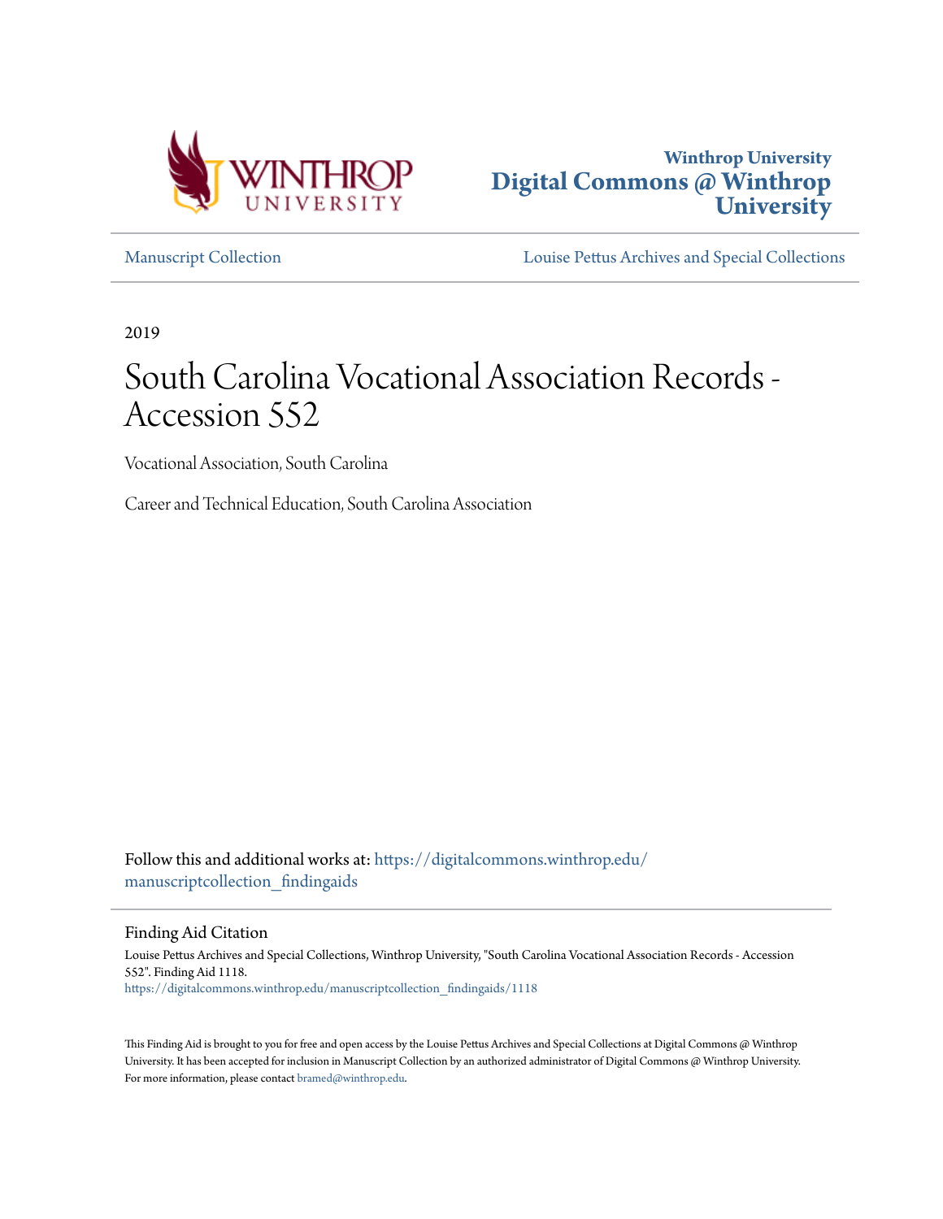Winthrop University
**Digital Commons @ Winthrop University**

Manuscript Collection | Louise Pettus Archives and Special Collections

2019

# South Carolina Vocational Association Records - Accession 552

Vocational Association, South Carolina

Career and Technical Education, South Carolina Association

Follow this and additional works at: https://digitalcommons.winthrop.edu/manuscriptcollection_findingaids

## Finding Aid Citation

Louise Pettus Archives and Special Collections, Winthrop University, "South Carolina Vocational Association Records - Accession 552". Finding Aid 1118.
https://digitalcommons.winthrop.edu/manuscriptcollection_findingaids/1118

This Finding Aid is brought to you for free and open access by the Louise Pettus Archives and Special Collections at Digital Commons @ Winthrop University. It has been accepted for inclusion in Manuscript Collection by an authorized administrator of Digital Commons @ Winthrop University. For more information, please contact bramed@winthrop.edu.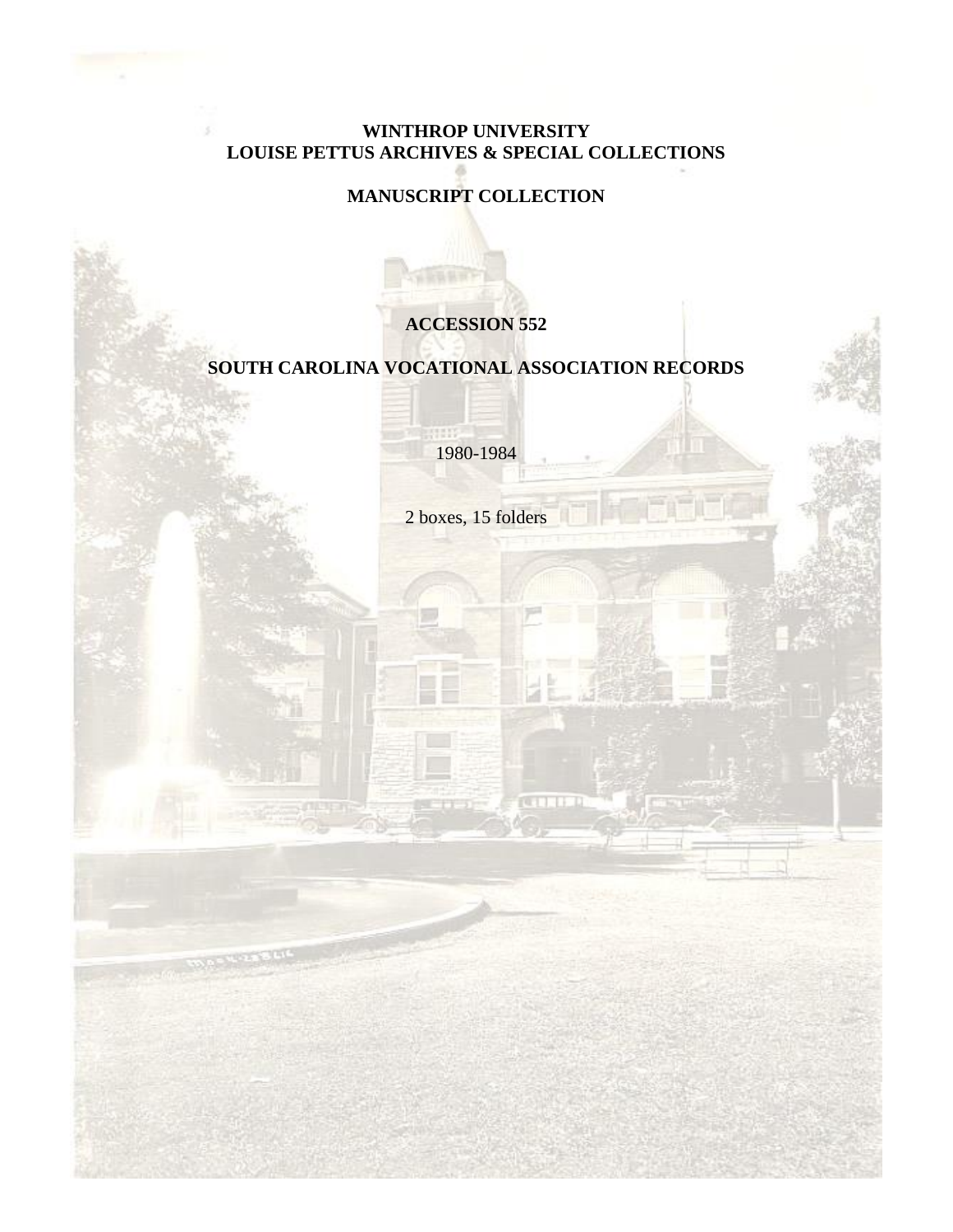**WINTHROP UNIVERSITY**
**LOUISE PETTUS ARCHIVES & SPECIAL COLLECTIONS**

**MANUSCRIPT COLLECTION**

**ACCESSION 552**

**SOUTH CAROLINA VOCATIONAL ASSOCIATION RECORDS**

1980-1984

2 boxes, 15 folders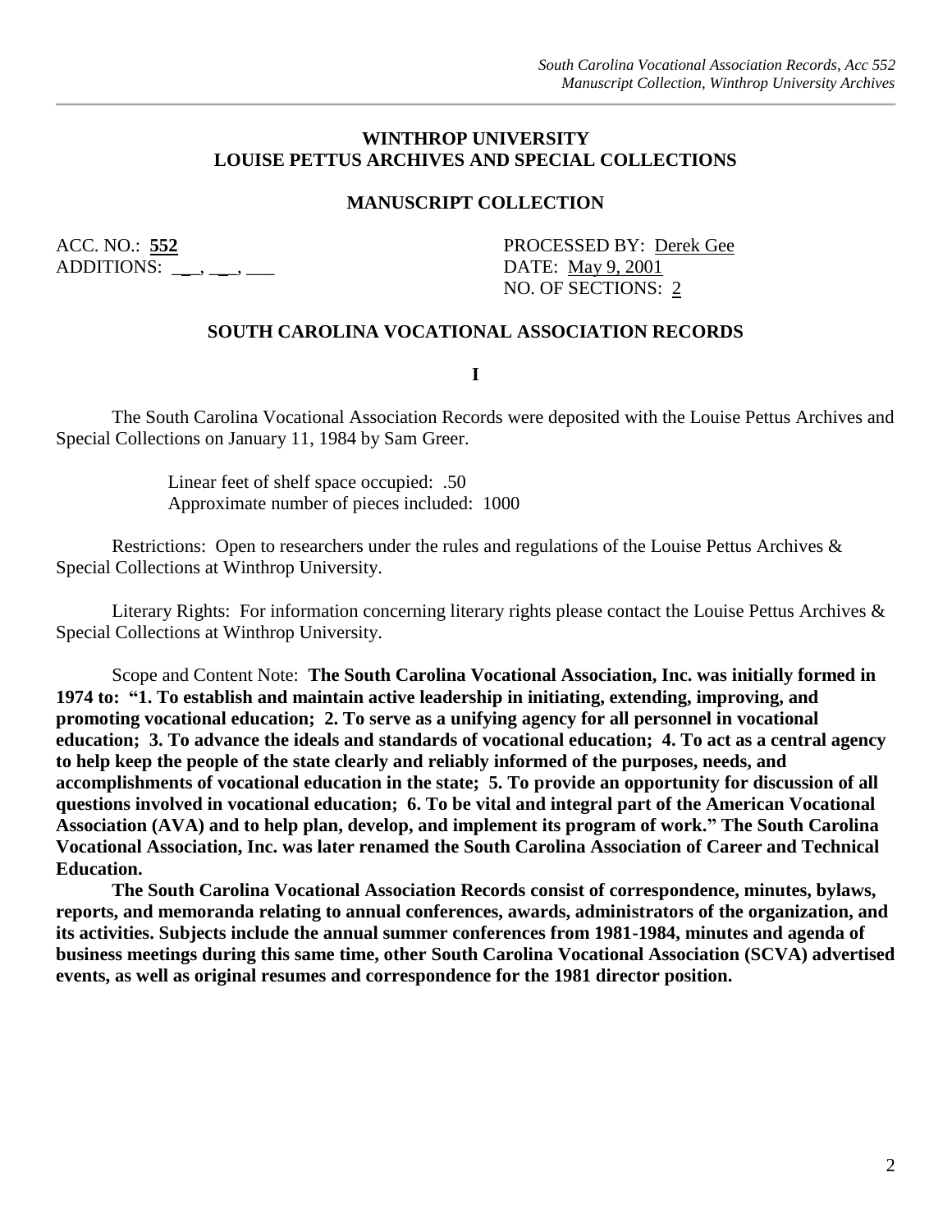## WINTHROP UNIVERSITY
## LOUISE PETTUS ARCHIVES AND SPECIAL COLLECTIONS

### MANUSCRIPT COLLECTION

ACC. NO.: **552**
ADDITIONS: ___, ___, ___

PROCESSED BY: Derek Gee
DATE: May 9, 2001
NO. OF SECTIONS: 2

### SOUTH CAROLINA VOCATIONAL ASSOCIATION RECORDS

**I**

The South Carolina Vocational Association Records were deposited with the Louise Pettus Archives and Special Collections on January 11, 1984 by Sam Greer.

Linear feet of shelf space occupied: .50
Approximate number of pieces included: 1000

Restrictions: Open to researchers under the rules and regulations of the Louise Pettus Archives & Special Collections at Winthrop University.

Literary Rights: For information concerning literary rights please contact the Louise Pettus Archives & Special Collections at Winthrop University.

Scope and Content Note: **The South Carolina Vocational Association, Inc. was initially formed in 1974 to: "1. To establish and maintain active leadership in initiating, extending, improving, and promoting vocational education; 2. To serve as a unifying agency for all personnel in vocational education; 3. To advance the ideals and standards of vocational education; 4. To act as a central agency to help keep the people of the state clearly and reliably informed of the purposes, needs, and accomplishments of vocational education in the state; 5. To provide an opportunity for discussion of all questions involved in vocational education; 6. To be vital and integral part of the American Vocational Association (AVA) and to help plan, develop, and implement its program of work." The South Carolina Vocational Association, Inc. was later renamed the South Carolina Association of Career and Technical Education.**

**The South Carolina Vocational Association Records consist of correspondence, minutes, bylaws, reports, and memoranda relating to annual conferences, awards, administrators of the organization, and its activities. Subjects include the annual summer conferences from 1981-1984, minutes and agenda of business meetings during this same time, other South Carolina Vocational Association (SCVA) advertised events, as well as original resumes and correspondence for the 1981 director position.**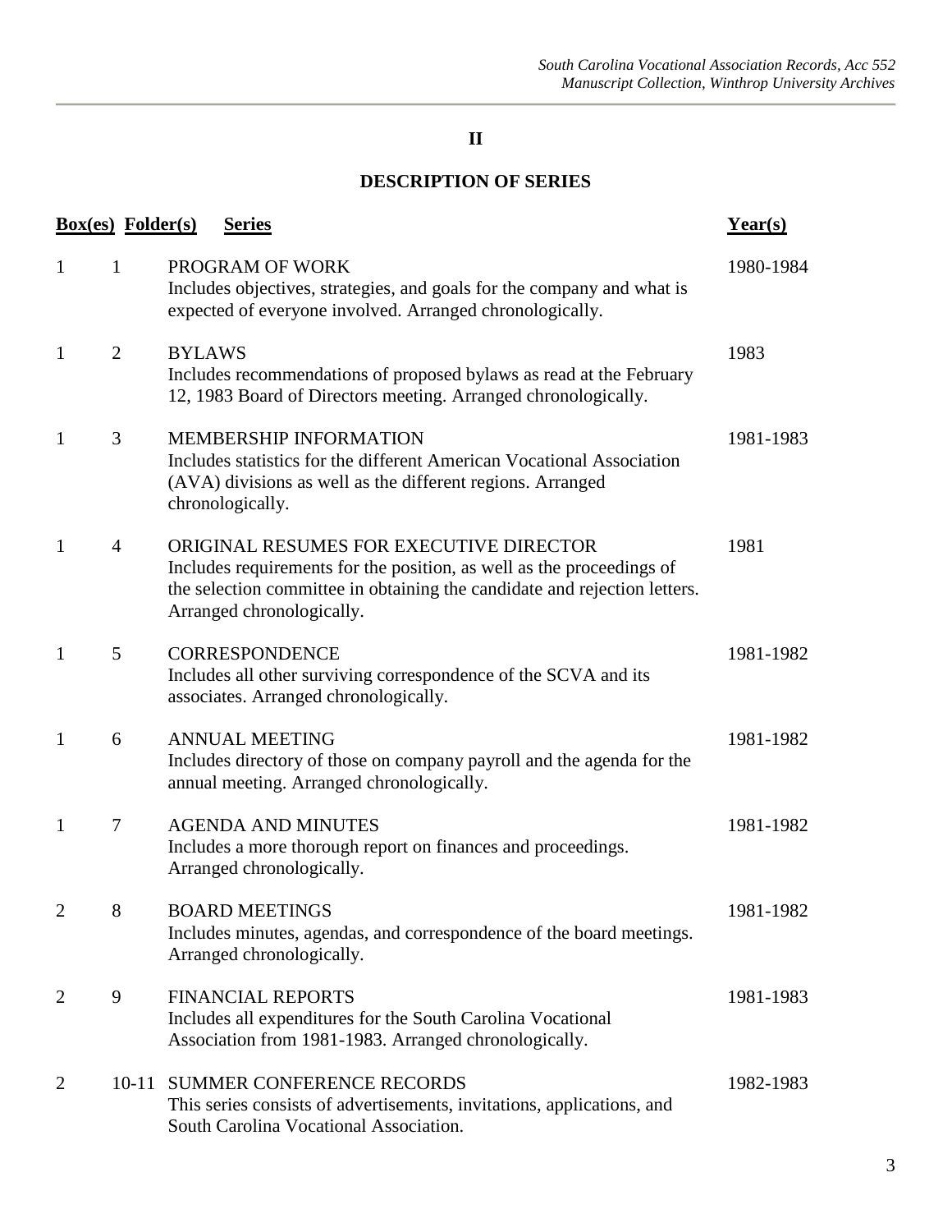## II

## DESCRIPTION OF SERIES

| Box(es) | Folder(s) | Series | Year(s) |
|---|---|---|---|
| 1 | 1 | PROGRAM OF WORK<br>Includes objectives, strategies, and goals for the company and what is expected of everyone involved. Arranged chronologically. | 1980-1984 |
| 1 | 2 | BYLAWS<br>Includes recommendations of proposed bylaws as read at the February 12, 1983 Board of Directors meeting. Arranged chronologically. | 1983 |
| 1 | 3 | MEMBERSHIP INFORMATION<br>Includes statistics for the different American Vocational Association (AVA) divisions as well as the different regions. Arranged chronologically. | 1981-1983 |
| 1 | 4 | ORIGINAL RESUMES FOR EXECUTIVE DIRECTOR<br>Includes requirements for the position, as well as the proceedings of the selection committee in obtaining the candidate and rejection letters. Arranged chronologically. | 1981 |
| 1 | 5 | CORRESPONDENCE<br>Includes all other surviving correspondence of the SCVA and its associates. Arranged chronologically. | 1981-1982 |
| 1 | 6 | ANNUAL MEETING<br>Includes directory of those on company payroll and the agenda for the annual meeting. Arranged chronologically. | 1981-1982 |
| 1 | 7 | AGENDA AND MINUTES<br>Includes a more thorough report on finances and proceedings. Arranged chronologically. | 1981-1982 |
| 2 | 8 | BOARD MEETINGS<br>Includes minutes, agendas, and correspondence of the board meetings. Arranged chronologically. | 1981-1982 |
| 2 | 9 | FINANCIAL REPORTS<br>Includes all expenditures for the South Carolina Vocational Association from 1981-1983. Arranged chronologically. | 1981-1983 |
| 2 | 10-11 | SUMMER CONFERENCE RECORDS<br>This series consists of advertisements, invitations, applications, and South Carolina Vocational Association. | 1982-1983 |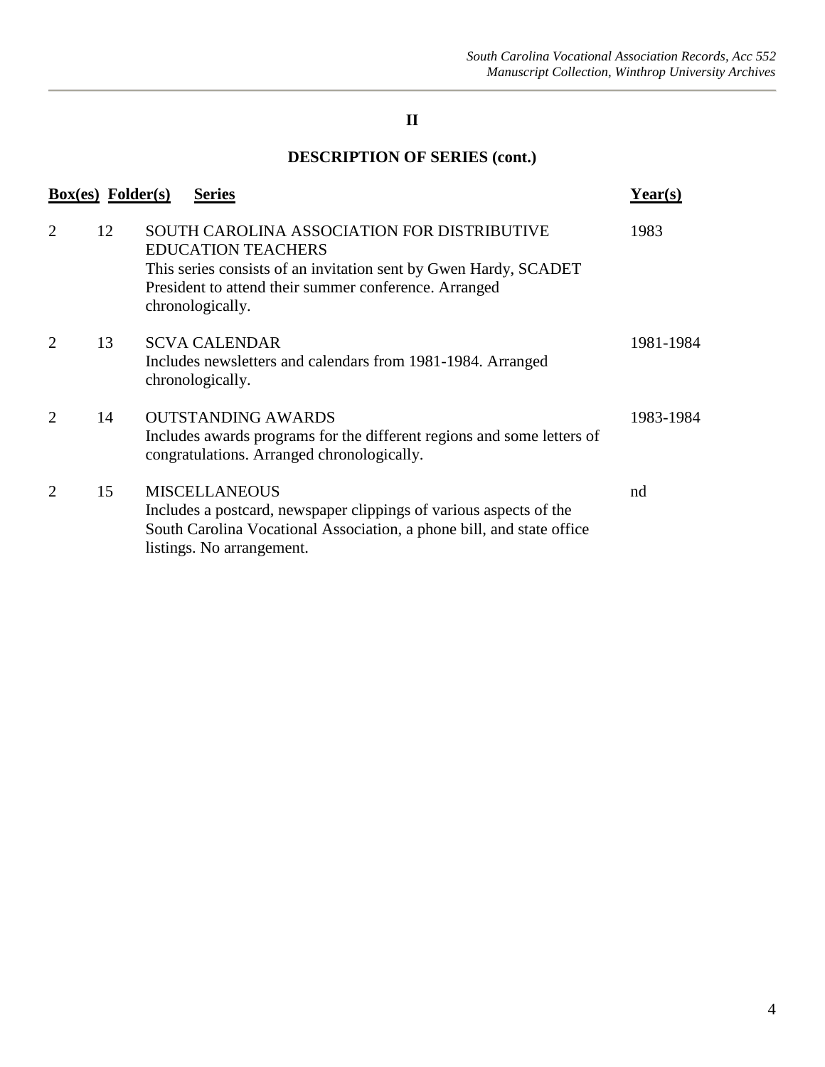## II

## DESCRIPTION OF SERIES (cont.)

| Box(es) | Folder(s) | Series | Year(s) |
|---|---|---|---|
| 2 | 12 | SOUTH CAROLINA ASSOCIATION FOR DISTRIBUTIVE EDUCATION TEACHERS<br>This series consists of an invitation sent by Gwen Hardy, SCADET President to attend their summer conference. Arranged chronologically. | 1983 |
| 2 | 13 | SCVA CALENDAR<br>Includes newsletters and calendars from 1981-1984. Arranged chronologically. | 1981-1984 |
| 2 | 14 | OUTSTANDING AWARDS<br>Includes awards programs for the different regions and some letters of congratulations. Arranged chronologically. | 1983-1984 |
| 2 | 15 | MISCELLANEOUS<br>Includes a postcard, newspaper clippings of various aspects of the South Carolina Vocational Association, a phone bill, and state office listings. No arrangement. | nd |